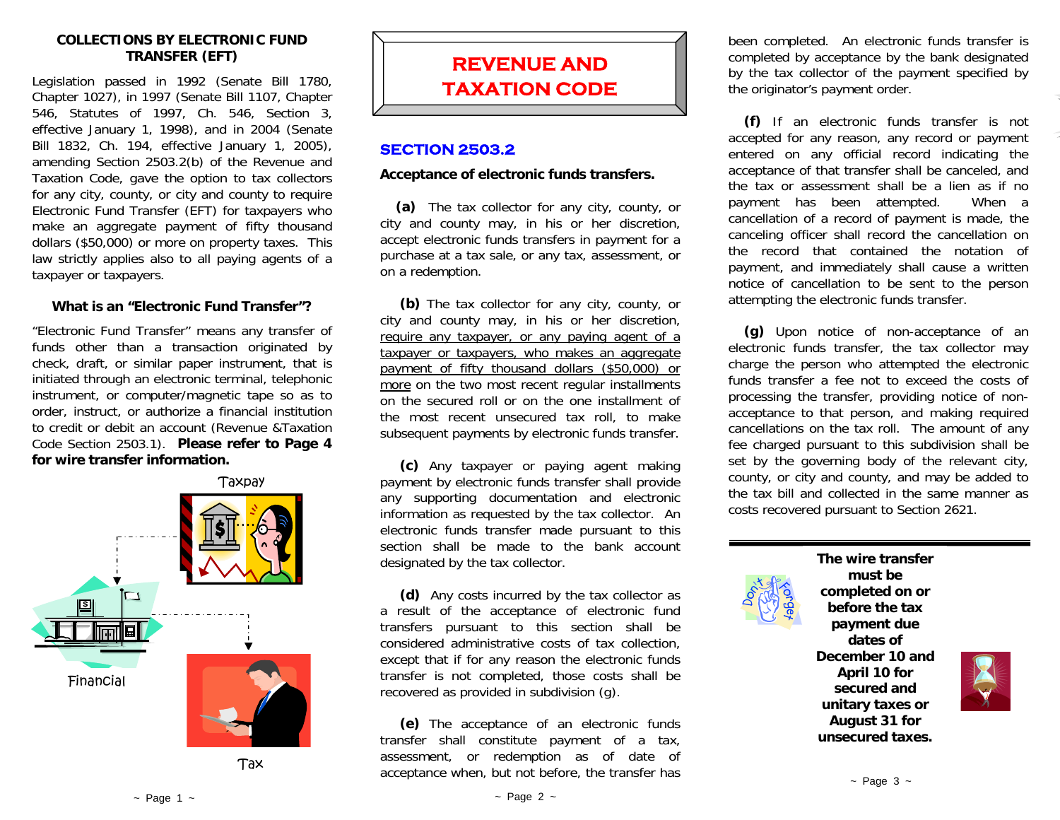## COLLECTIONS BY ELECTRONIC FUND TRANSFER (EFT)

Legislation passed in 1992 (Senate Bill 1780, Chapter 1027), in 1997 (Senate Bill 1107, Chapter 546, Statutes of 1997, Ch. 546, Section 3, effective January 1, 1998), and in 2004 (Senate Bill 1832, Ch. 194, effective January 1, 2005), amending Section 2503.2(b) of the Revenue and Taxation Code, gave the option to tax collectors for any city, county, or city and county to require Electronic Fund Transfer (EFT) for taxpayers who make an aggregate payment of fifty thousand dollars ($50,000) or more on property taxes. This law strictly applies also to all paying agents of a taxpayer or taxpayers.

### What is an "Electronic Fund Transfer"?

"Electronic Fund Transfer" means any transfer of funds other than a transaction originated by check, draft, or similar paper instrument, that is initiated through an electronic terminal, telephonic instrument, or computer/magnetic tape so as to order, instruct, or authorize a financial institution to credit or debit an account (Revenue &Taxation Code Section 2503.1). **Please refer to Page 4 for wire transfer information.**

Taxpay

Financial

Tax

# REVENUE AND TAXATION CODE

## SECTION 2503.2

### Acceptance of electronic funds transfers.

**(a)** The tax collector for any city, county, or city and county may, in his or her discretion, accept electronic funds transfers in payment for a purchase at a tax sale, or any tax, assessment, or on a redemption.

**(b)** The tax collector for any city, county, or city and county may, in his or her discretion, require any taxpayer, or any paying agent of a taxpayer or taxpayers, who makes an aggregate payment of fifty thousand dollars ($50,000) or more on the two most recent regular installments on the secured roll or on the one installment of the most recent unsecured tax roll, to make subsequent payments by electronic funds transfer.

**(c)** Any taxpayer or paying agent making payment by electronic funds transfer shall provide any supporting documentation and electronic information as requested by the tax collector. An electronic funds transfer made pursuant to this section shall be made to the bank account designated by the tax collector.

**(d)** Any costs incurred by the tax collector as a result of the acceptance of electronic fund transfers pursuant to this section shall be considered administrative costs of tax collection, except that if for any reason the electronic funds transfer is not completed, those costs shall be recovered as provided in subdivision (g).

**(e)** The acceptance of an electronic funds transfer shall constitute payment of a tax, assessment, or redemption as of date of acceptance when, but not before, the transfer has been completed. An electronic funds transfer is completed by acceptance by the bank designated by the tax collector of the payment specified by the originator's payment order.

**(f)** If an electronic funds transfer is not accepted for any reason, any record or payment entered on any official record indicating the acceptance of that transfer shall be canceled, and the tax or assessment shall be a lien as if no payment has been attempted. When a cancellation of a record of payment is made, the canceling officer shall record the cancellation on the record that contained the notation of payment, and immediately shall cause a written notice of cancellation to be sent to the person attempting the electronic funds transfer.

**(g)** Upon notice of non-acceptance of an electronic funds transfer, the tax collector may charge the person who attempted the electronic funds transfer a fee not to exceed the costs of processing the transfer, providing notice of non-acceptance to that person, and making required cancellations on the tax roll. The amount of any fee charged pursuant to this subdivision shall be set by the governing body of the relevant city, county, or city and county, and may be added to the tax bill and collected in the same manner as costs recovered pursuant to Section 2621.

Don't Forget

**The wire transfer must be completed on or before the tax payment due dates of December 10 and April 10 for secured and unitary taxes or August 31 for unsecured taxes.**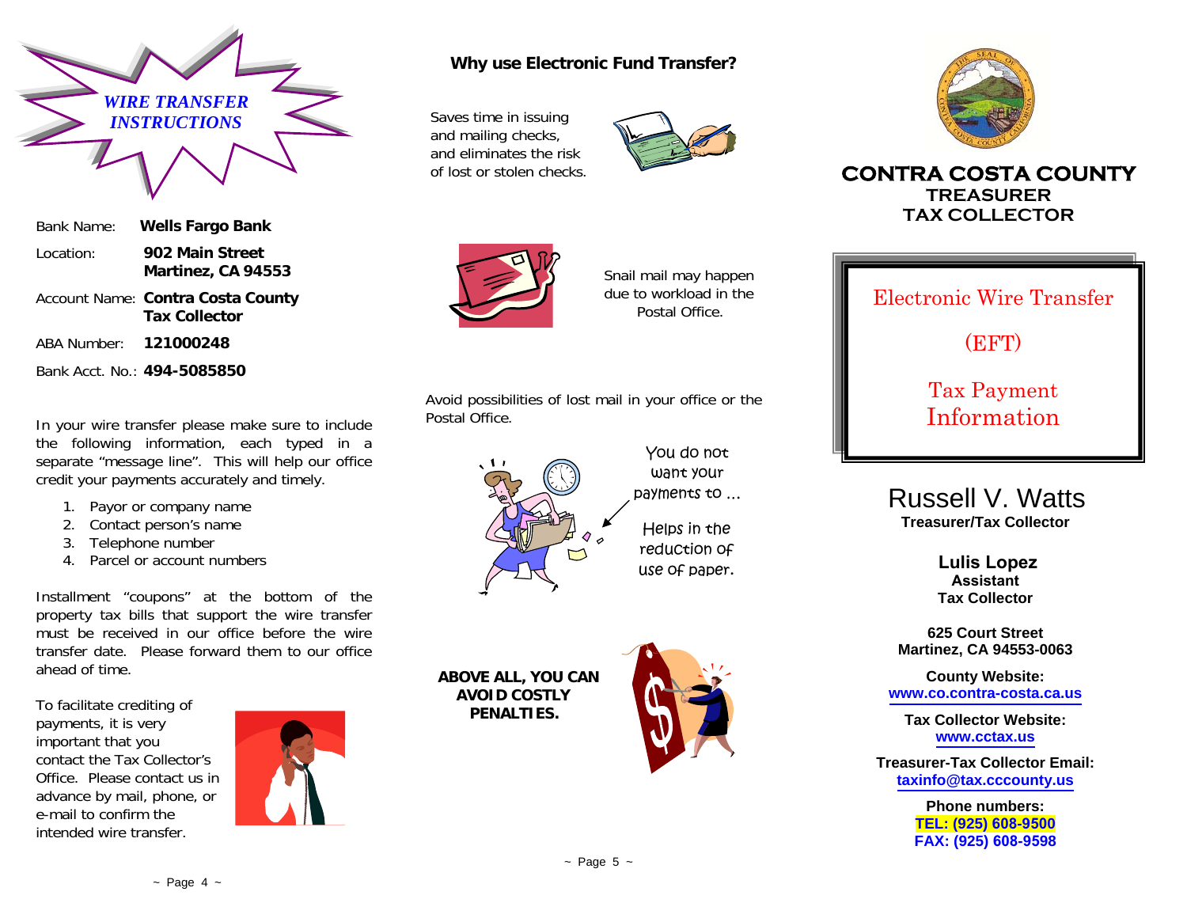## WIRE TRANSFER INSTRUCTIONS

| | |
|---|---|
| Bank Name: | **Wells Fargo Bank** |
| Location: | **902 Main Street Martinez, CA 94553** |
| Account Name: | **Contra Costa County Tax Collector** |
| ABA Number: | **121000248** |
| Bank Acct. No.: | **494-5085850** |

In your wire transfer please make sure to include the following information, each typed in a separate "message line". This will help our office credit your payments accurately and timely.

1. Payor or company name
2. Contact person's name
3. Telephone number
4. Parcel or account numbers

Installment "coupons" at the bottom of the property tax bills that support the wire transfer must be received in our office before the wire transfer date. Please forward them to our office ahead of time.

To facilitate crediting of payments, it is very important that you contact the Tax Collector's Office. Please contact us in advance by mail, phone, or e-mail to confirm the intended wire transfer.

## Why use Electronic Fund Transfer?

Saves time in issuing and mailing checks, and eliminates the risk of lost or stolen checks.

Snail mail may happen due to workload in the Postal Office.

Avoid possibilities of lost mail in your office or the Postal Office.

You do not want your payments to ...

Helps in the reduction of use of paper.

**ABOVE ALL, YOU CAN AVOID COSTLY PENALTIES.**

# CONTRA COSTA COUNTY
## TREASURER TAX COLLECTOR

Electronic Wire Transfer

(EFT)

Tax Payment Information

Russell V. Watts
**Treasurer/Tax Collector**

**Lulis Lopez**
**Assistant Tax Collector**

**625 Court Street**
**Martinez, CA 94553-0063**

**County Website:**
**www.co.contra-costa.ca.us**

**Tax Collector Website:**
**www.cctax.us**

**Treasurer-Tax Collector Email:**
**taxinfo@tax.cccounty.us**

**Phone numbers:**
**TEL: (925) 608-9500**
**FAX: (925) 608-9598**